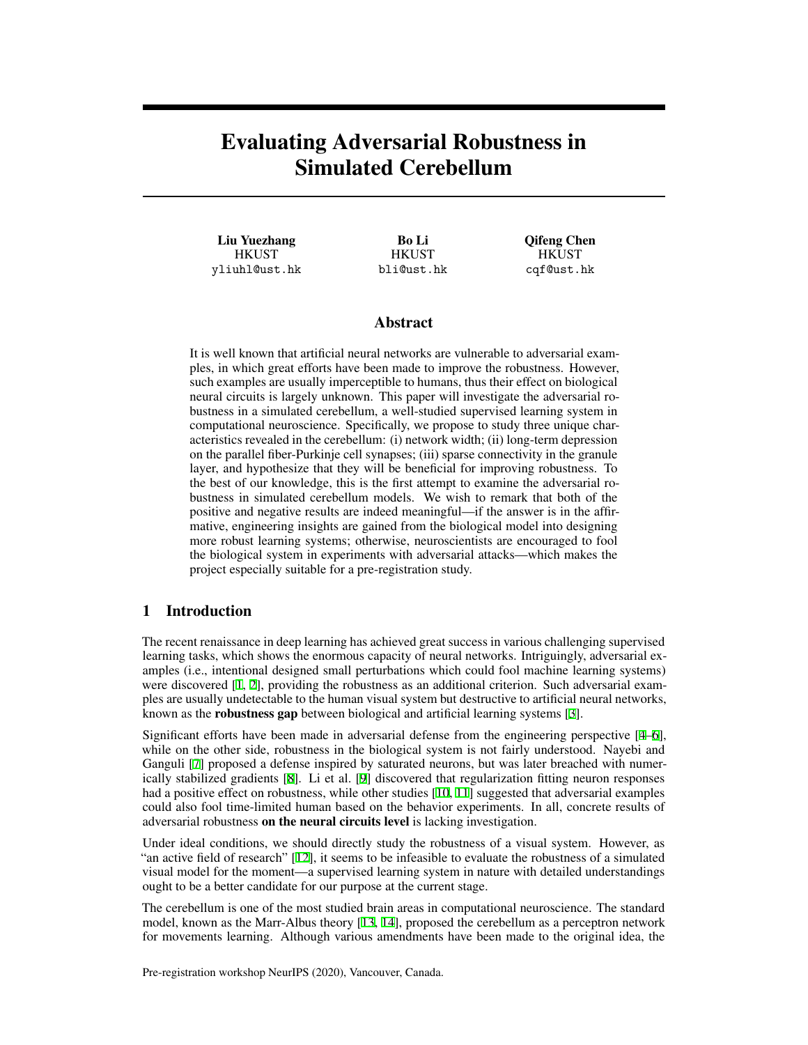# Evaluating Adversarial Robustness in Simulated Cerebellum

**Liu Yuezhang**
HKUST
yliuhl@ust.hk

**Bo Li**
HKUST
bli@ust.hk

**Qifeng Chen**
HKUST
cqf@ust.hk

## Abstract

It is well known that artificial neural networks are vulnerable to adversarial examples, in which great efforts have been made to improve the robustness. However, such examples are usually imperceptible to humans, thus their effect on biological neural circuits is largely unknown. This paper will investigate the adversarial robustness in a simulated cerebellum, a well-studied supervised learning system in computational neuroscience. Specifically, we propose to study three unique characteristics revealed in the cerebellum: (i) network width; (ii) long-term depression on the parallel fiber-Purkinje cell synapses; (iii) sparse connectivity in the granule layer, and hypothesize that they will be beneficial for improving robustness. To the best of our knowledge, this is the first attempt to examine the adversarial robustness in simulated cerebellum models. We wish to remark that both of the positive and negative results are indeed meaningful—if the answer is in the affirmative, engineering insights are gained from the biological model into designing more robust learning systems; otherwise, neuroscientists are encouraged to fool the biological system in experiments with adversarial attacks—which makes the project especially suitable for a pre-registration study.

## 1 Introduction

The recent renaissance in deep learning has achieved great success in various challenging supervised learning tasks, which shows the enormous capacity of neural networks. Intriguingly, adversarial examples (i.e., intentional designed small perturbations which could fool machine learning systems) were discovered [1, 2], providing the robustness as an additional criterion. Such adversarial examples are usually undetectable to the human visual system but destructive to artificial neural networks, known as the **robustness gap** between biological and artificial learning systems [3].

Significant efforts have been made in adversarial defense from the engineering perspective [4–6], while on the other side, robustness in the biological system is not fairly understood. Nayebi and Ganguli [7] proposed a defense inspired by saturated neurons, but was later breached with numerically stabilized gradients [8]. Li et al. [9] discovered that regularization fitting neuron responses had a positive effect on robustness, while other studies [10, 11] suggested that adversarial examples could also fool time-limited human based on the behavior experiments. In all, concrete results of adversarial robustness **on the neural circuits level** is lacking investigation.

Under ideal conditions, we should directly study the robustness of a visual system. However, as "an active field of research" [12], it seems to be infeasible to evaluate the robustness of a simulated visual model for the moment—a supervised learning system in nature with detailed understandings ought to be a better candidate for our purpose at the current stage.

The cerebellum is one of the most studied brain areas in computational neuroscience. The standard model, known as the Marr-Albus theory [13, 14], proposed the cerebellum as a perceptron network for movements learning. Although various amendments have been made to the original idea, the

Pre-registration workshop NeurIPS (2020), Vancouver, Canada.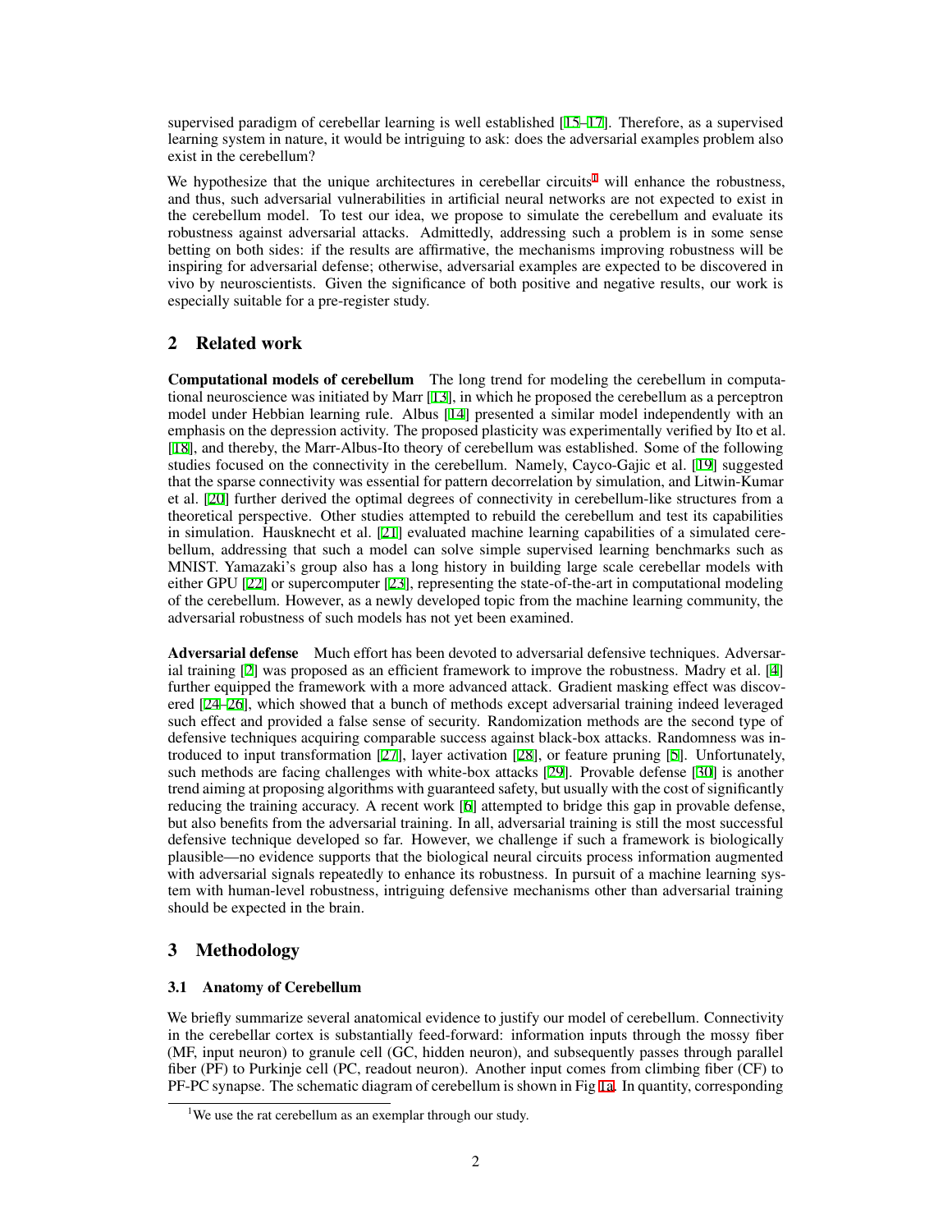supervised paradigm of cerebellar learning is well established [15–17]. Therefore, as a supervised learning system in nature, it would be intriguing to ask: does the adversarial examples problem also exist in the cerebellum?

We hypothesize that the unique architectures in cerebellar circuits[1] will enhance the robustness, and thus, such adversarial vulnerabilities in artificial neural networks are not expected to exist in the cerebellum model. To test our idea, we propose to simulate the cerebellum and evaluate its robustness against adversarial attacks. Admittedly, addressing such a problem is in some sense betting on both sides: if the results are affirmative, the mechanisms improving robustness will be inspiring for adversarial defense; otherwise, adversarial examples are expected to be discovered in vivo by neuroscientists. Given the significance of both positive and negative results, our work is especially suitable for a pre-register study.

## 2 Related work

**Computational models of cerebellum** The long trend for modeling the cerebellum in computational neuroscience was initiated by Marr [13], in which he proposed the cerebellum as a perceptron model under Hebbian learning rule. Albus [14] presented a similar model independently with an emphasis on the depression activity. The proposed plasticity was experimentally verified by Ito et al. [18], and thereby, the Marr-Albus-Ito theory of cerebellum was established. Some of the following studies focused on the connectivity in the cerebellum. Namely, Cayco-Gajic et al. [19] suggested that the sparse connectivity was essential for pattern decorrelation by simulation, and Litwin-Kumar et al. [20] further derived the optimal degrees of connectivity in cerebellum-like structures from a theoretical perspective. Other studies attempted to rebuild the cerebellum and test its capabilities in simulation. Hausknecht et al. [21] evaluated machine learning capabilities of a simulated cerebellum, addressing that such a model can solve simple supervised learning benchmarks such as MNIST. Yamazaki's group also has a long history in building large scale cerebellar models with either GPU [22] or supercomputer [23], representing the state-of-the-art in computational modeling of the cerebellum. However, as a newly developed topic from the machine learning community, the adversarial robustness of such models has not yet been examined.

**Adversarial defense** Much effort has been devoted to adversarial defensive techniques. Adversarial training [2] was proposed as an efficient framework to improve the robustness. Madry et al. [4] further equipped the framework with a more advanced attack. Gradient masking effect was discovered [24–26], which showed that a bunch of methods except adversarial training indeed leveraged such effect and provided a false sense of security. Randomization methods are the second type of defensive techniques acquiring comparable success against black-box attacks. Randomness was introduced to input transformation [27], layer activation [28], or feature pruning [5]. Unfortunately, such methods are facing challenges with white-box attacks [29]. Provable defense [30] is another trend aiming at proposing algorithms with guaranteed safety, but usually with the cost of significantly reducing the training accuracy. A recent work [6] attempted to bridge this gap in provable defense, but also benefits from the adversarial training. In all, adversarial training is still the most successful defensive technique developed so far. However, we challenge if such a framework is biologically plausible—no evidence supports that the biological neural circuits process information augmented with adversarial signals repeatedly to enhance its robustness. In pursuit of a machine learning system with human-level robustness, intriguing defensive mechanisms other than adversarial training should be expected in the brain.

## 3 Methodology

### 3.1 Anatomy of Cerebellum

We briefly summarize several anatomical evidence to justify our model of cerebellum. Connectivity in the cerebellar cortex is substantially feed-forward: information inputs through the mossy fiber (MF, input neuron) to granule cell (GC, hidden neuron), and subsequently passes through parallel fiber (PF) to Purkinje cell (PC, readout neuron). Another input comes from climbing fiber (CF) to PF-PC synapse. The schematic diagram of cerebellum is shown in Fig 1a. In quantity, corresponding

[1] We use the rat cerebellum as an exemplar through our study.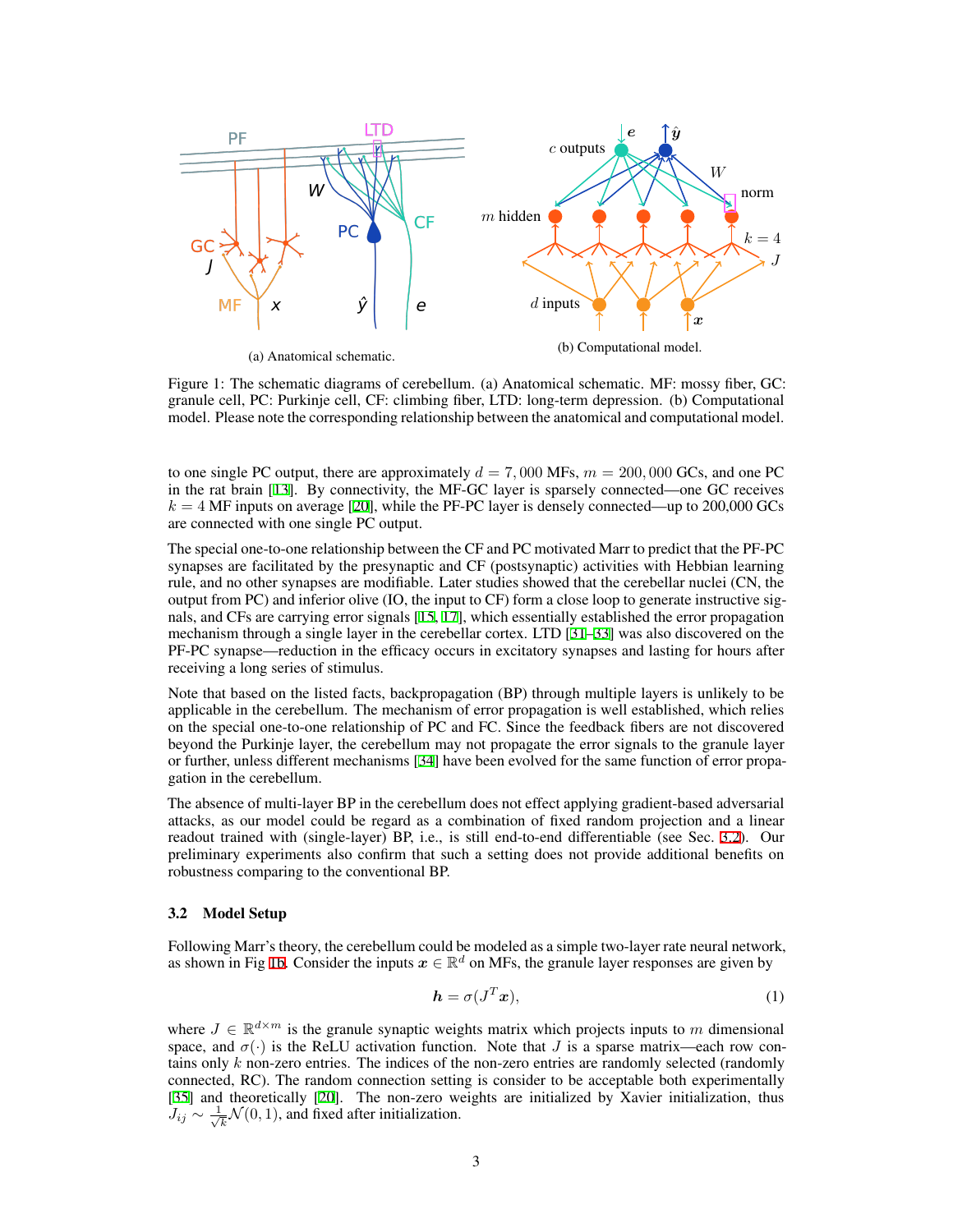(a) Anatomical schematic.

(b) Computational model.

Figure 1: The schematic diagrams of cerebellum. (a) Anatomical schematic. MF: mossy fiber, GC: granule cell, PC: Purkinje cell, CF: climbing fiber, LTD: long-term depression. (b) Computational model. Please note the corresponding relationship between the anatomical and computational model.

to one single PC output, there are approximately $d = 7,000$ MFs, $m = 200,000$ GCs, and one PC in the rat brain [13]. By connectivity, the MF-GC layer is sparsely connected—one GC receives $k = 4$ MF inputs on average [20], while the PF-PC layer is densely connected—up to 200,000 GCs are connected with one single PC output.

The special one-to-one relationship between the CF and PC motivated Marr to predict that the PF-PC synapses are facilitated by the presynaptic and CF (postsynaptic) activities with Hebbian learning rule, and no other synapses are modifiable. Later studies showed that the cerebellar nuclei (CN, the output from PC) and inferior olive (IO, the input to CF) form a close loop to generate instructive signals, and CFs are carrying error signals [15, 17], which essentially established the error propagation mechanism through a single layer in the cerebellar cortex. LTD [31–33] was also discovered on the PF-PC synapse—reduction in the efficacy occurs in excitatory synapses and lasting for hours after receiving a long series of stimulus.

Note that based on the listed facts, backpropagation (BP) through multiple layers is unlikely to be applicable in the cerebellum. The mechanism of error propagation is well established, which relies on the special one-to-one relationship of PC and FC. Since the feedback fibers are not discovered beyond the Purkinje layer, the cerebellum may not propagate the error signals to the granule layer or further, unless different mechanisms [34] have been evolved for the same function of error propagation in the cerebellum.

The absence of multi-layer BP in the cerebellum does not effect applying gradient-based adversarial attacks, as our model could be regard as a combination of fixed random projection and a linear readout trained with (single-layer) BP, i.e., is still end-to-end differentiable (see Sec. 3.2). Our preliminary experiments also confirm that such a setting does not provide additional benefits on robustness comparing to the conventional BP.

### 3.2 Model Setup

Following Marr's theory, the cerebellum could be modeled as a simple two-layer rate neural network, as shown in Fig 1b. Consider the inputs $\boldsymbol{x} \in \mathbb{R}^d$ on MFs, the granule layer responses are given by

$$\boldsymbol{h} = \sigma(J^T \boldsymbol{x}), \tag{1}$$

where $J \in \mathbb{R}^{d \times m}$ is the granule synaptic weights matrix which projects inputs to $m$ dimensional space, and $\sigma(\cdot)$ is the ReLU activation function. Note that $J$ is a sparse matrix—each row contains only $k$ non-zero entries. The indices of the non-zero entries are randomly selected (randomly connected, RC). The random connection setting is consider to be acceptable both experimentally [35] and theoretically [20]. The non-zero weights are initialized by Xavier initialization, thus $J_{ij} \sim \frac{1}{\sqrt{k}}\mathcal{N}(0, 1)$, and fixed after initialization.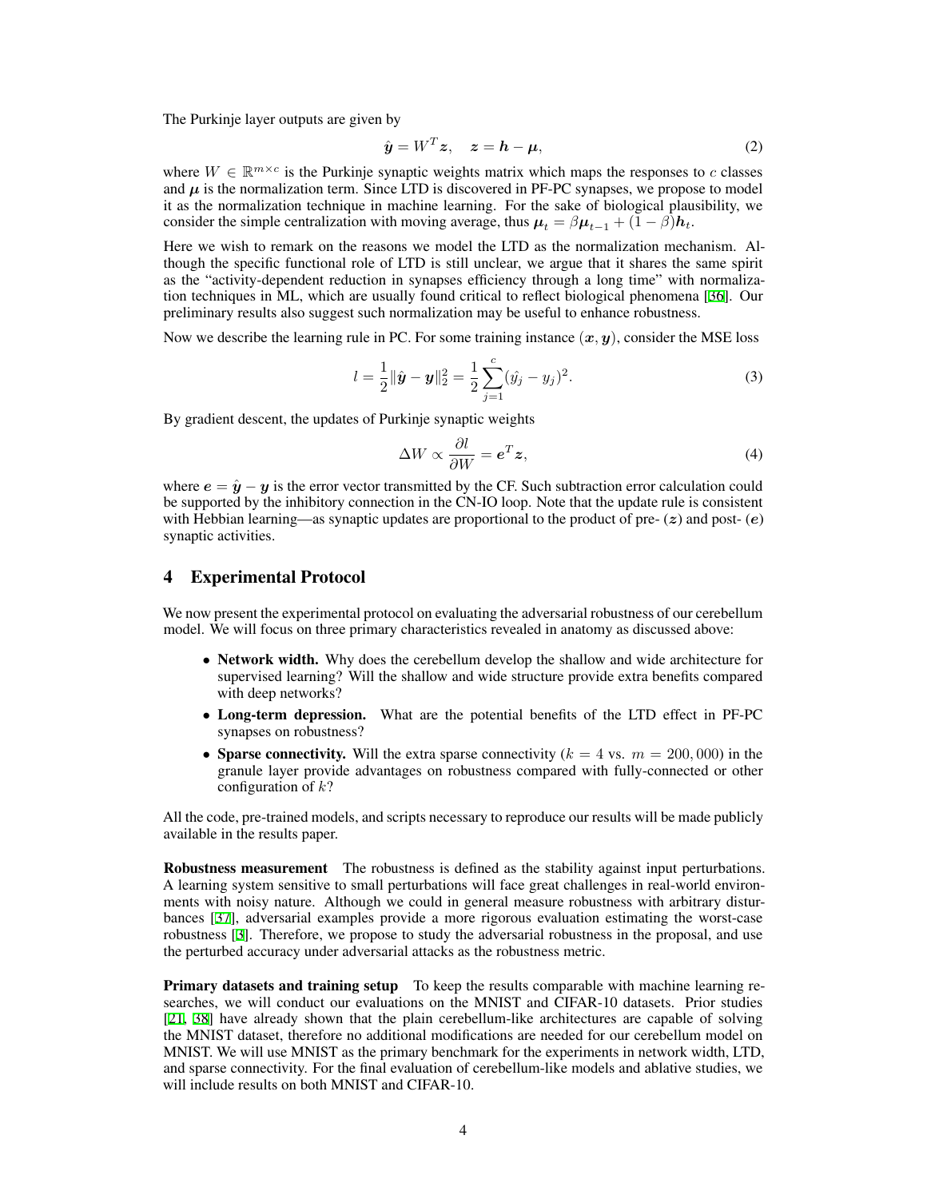The Purkinje layer outputs are given by

$$\hat{\boldsymbol{y}} = W^T \boldsymbol{z}, \quad \boldsymbol{z} = \boldsymbol{h} - \boldsymbol{\mu}, \tag{2}$$

where $W \in \mathbb{R}^{m \times c}$ is the Purkinje synaptic weights matrix which maps the responses to $c$ classes and $\boldsymbol{\mu}$ is the normalization term. Since LTD is discovered in PF-PC synapses, we propose to model it as the normalization technique in machine learning. For the sake of biological plausibility, we consider the simple centralization with moving average, thus $\boldsymbol{\mu}_t = \beta \boldsymbol{\mu}_{t-1} + (1 - \beta)\boldsymbol{h}_t$.

Here we wish to remark on the reasons we model the LTD as the normalization mechanism. Although the specific functional role of LTD is still unclear, we argue that it shares the same spirit as the "activity-dependent reduction in synapses efficiency through a long time" with normalization techniques in ML, which are usually found critical to reflect biological phenomena [36]. Our preliminary results also suggest such normalization may be useful to enhance robustness.

Now we describe the learning rule in PC. For some training instance $(\boldsymbol{x}, \boldsymbol{y})$, consider the MSE loss

$$l = \frac{1}{2}\|\hat{\boldsymbol{y}} - \boldsymbol{y}\|_2^2 = \frac{1}{2}\sum_{j=1}^{c}(\hat{y_j} - y_j)^2. \tag{3}$$

By gradient descent, the updates of Purkinje synaptic weights

$$\Delta W \propto \frac{\partial l}{\partial W} = \boldsymbol{e}^T \boldsymbol{z}, \tag{4}$$

where $\boldsymbol{e} = \hat{\boldsymbol{y}} - \boldsymbol{y}$ is the error vector transmitted by the CF. Such subtraction error calculation could be supported by the inhibitory connection in the CN-IO loop. Note that the update rule is consistent with Hebbian learning—as synaptic updates are proportional to the product of pre- ($\boldsymbol{z}$) and post- ($\boldsymbol{e}$) synaptic activities.

# 4 Experimental Protocol

We now present the experimental protocol on evaluating the adversarial robustness of our cerebellum model. We will focus on three primary characteristics revealed in anatomy as discussed above:

- **Network width.** Why does the cerebellum develop the shallow and wide architecture for supervised learning? Will the shallow and wide structure provide extra benefits compared with deep networks?
- **Long-term depression.** What are the potential benefits of the LTD effect in PF-PC synapses on robustness?
- **Sparse connectivity.** Will the extra sparse connectivity ($k = 4$ vs. $m = 200,000$) in the granule layer provide advantages on robustness compared with fully-connected or other configuration of $k$?

All the code, pre-trained models, and scripts necessary to reproduce our results will be made publicly available in the results paper.

**Robustness measurement** The robustness is defined as the stability against input perturbations. A learning system sensitive to small perturbations will face great challenges in real-world environments with noisy nature. Although we could in general measure robustness with arbitrary disturbances [37], adversarial examples provide a more rigorous evaluation estimating the worst-case robustness [3]. Therefore, we propose to study the adversarial robustness in the proposal, and use the perturbed accuracy under adversarial attacks as the robustness metric.

**Primary datasets and training setup** To keep the results comparable with machine learning researches, we will conduct our evaluations on the MNIST and CIFAR-10 datasets. Prior studies [21, 38] have already shown that the plain cerebellum-like architectures are capable of solving the MNIST dataset, therefore no additional modifications are needed for our cerebellum model on MNIST. We will use MNIST as the primary benchmark for the experiments in network width, LTD, and sparse connectivity. For the final evaluation of cerebellum-like models and ablative studies, we will include results on both MNIST and CIFAR-10.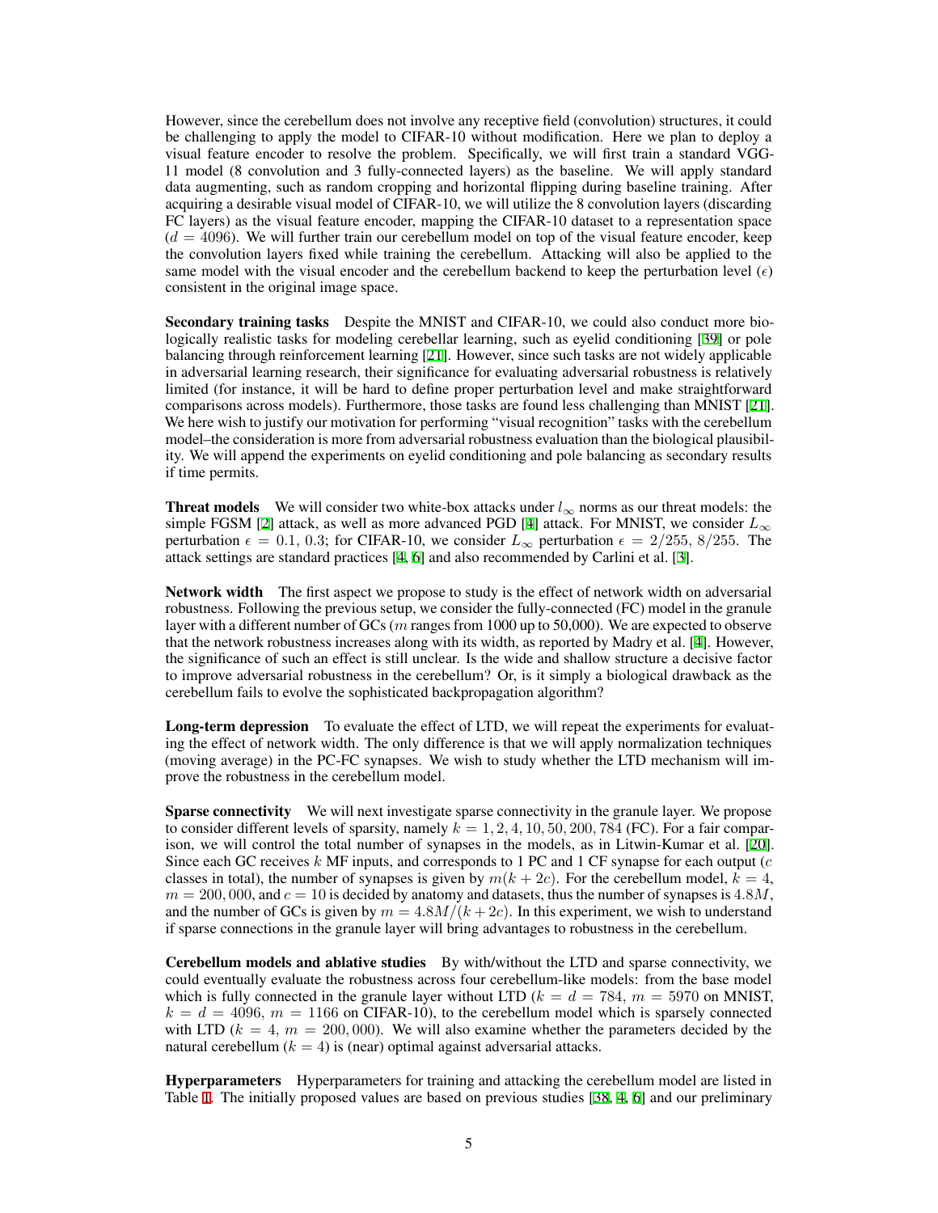However, since the cerebellum does not involve any receptive field (convolution) structures, it could be challenging to apply the model to CIFAR-10 without modification. Here we plan to deploy a visual feature encoder to resolve the problem. Specifically, we will first train a standard VGG-11 model (8 convolution and 3 fully-connected layers) as the baseline. We will apply standard data augmenting, such as random cropping and horizontal flipping during baseline training. After acquiring a desirable visual model of CIFAR-10, we will utilize the 8 convolution layers (discarding FC layers) as the visual feature encoder, mapping the CIFAR-10 dataset to a representation space ($d = 4096$). We will further train our cerebellum model on top of the visual feature encoder, keep the convolution layers fixed while training the cerebellum. Attacking will also be applied to the same model with the visual encoder and the cerebellum backend to keep the perturbation level ($\epsilon$) consistent in the original image space.

**Secondary training tasks** Despite the MNIST and CIFAR-10, we could also conduct more biologically realistic tasks for modeling cerebellar learning, such as eyelid conditioning [39] or pole balancing through reinforcement learning [21]. However, since such tasks are not widely applicable in adversarial learning research, their significance for evaluating adversarial robustness is relatively limited (for instance, it will be hard to define proper perturbation level and make straightforward comparisons across models). Furthermore, those tasks are found less challenging than MNIST [21]. We here wish to justify our motivation for performing "visual recognition" tasks with the cerebellum model–the consideration is more from adversarial robustness evaluation than the biological plausibility. We will append the experiments on eyelid conditioning and pole balancing as secondary results if time permits.

**Threat models** We will consider two white-box attacks under $l_\infty$ norms as our threat models: the simple FGSM [2] attack, as well as more advanced PGD [4] attack. For MNIST, we consider $L_\infty$ perturbation $\epsilon = 0.1,\ 0.3$; for CIFAR-10, we consider $L_\infty$ perturbation $\epsilon = 2/255,\ 8/255$. The attack settings are standard practices [4, 6] and also recommended by Carlini et al. [3].

**Network width** The first aspect we propose to study is the effect of network width on adversarial robustness. Following the previous setup, we consider the fully-connected (FC) model in the granule layer with a different number of GCs ($m$ ranges from 1000 up to 50,000). We are expected to observe that the network robustness increases along with its width, as reported by Madry et al. [4]. However, the significance of such an effect is still unclear. Is the wide and shallow structure a decisive factor to improve adversarial robustness in the cerebellum? Or, is it simply a biological drawback as the cerebellum fails to evolve the sophisticated backpropagation algorithm?

**Long-term depression** To evaluate the effect of LTD, we will repeat the experiments for evaluating the effect of network width. The only difference is that we will apply normalization techniques (moving average) in the PC-FC synapses. We wish to study whether the LTD mechanism will improve the robustness in the cerebellum model.

**Sparse connectivity** We will next investigate sparse connectivity in the granule layer. We propose to consider different levels of sparsity, namely $k = 1, 2, 4, 10, 50, 200, 784$ (FC). For a fair comparison, we will control the total number of synapses in the models, as in Litwin-Kumar et al. [20]. Since each GC receives $k$ MF inputs, and corresponds to 1 PC and 1 CF synapse for each output ($c$ classes in total), the number of synapses is given by $m(k + 2c)$. For the cerebellum model, $k = 4$, $m = 200,000$, and $c = 10$ is decided by anatomy and datasets, thus the number of synapses is $4.8M$, and the number of GCs is given by $m = 4.8M/(k + 2c)$. In this experiment, we wish to understand if sparse connections in the granule layer will bring advantages to robustness in the cerebellum.

**Cerebellum models and ablative studies** By with/without the LTD and sparse connectivity, we could eventually evaluate the robustness across four cerebellum-like models: from the base model which is fully connected in the granule layer without LTD ($k = d = 784$, $m = 5970$ on MNIST, $k = d = 4096$, $m = 1166$ on CIFAR-10), to the cerebellum model which is sparsely connected with LTD ($k = 4$, $m = 200,000$). We will also examine whether the parameters decided by the natural cerebellum ($k = 4$) is (near) optimal against adversarial attacks.

**Hyperparameters** Hyperparameters for training and attacking the cerebellum model are listed in Table 1. The initially proposed values are based on previous studies [38, 4, 6] and our preliminary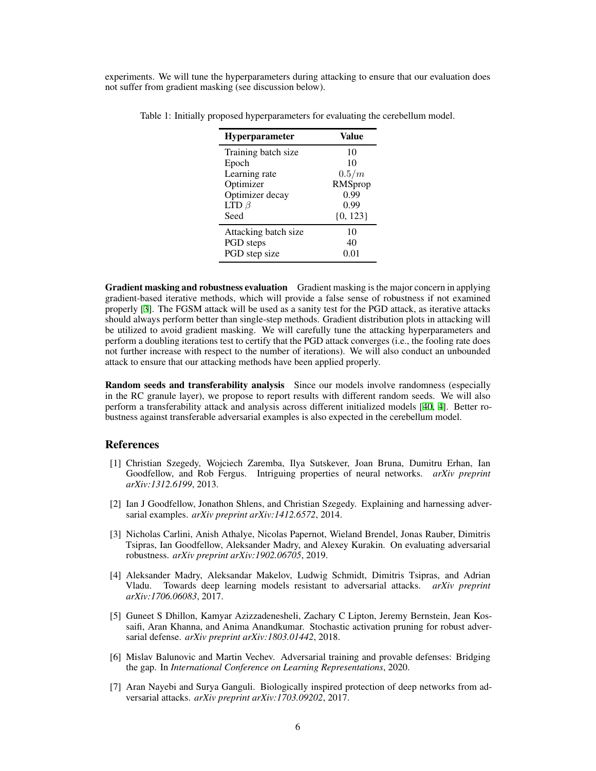experiments. We will tune the hyperparameters during attacking to ensure that our evaluation does not suffer from gradient masking (see discussion below).

Table 1: Initially proposed hyperparameters for evaluating the cerebellum model.

| Hyperparameter | Value |
|---|---|
| Training batch size | 10 |
| Epoch | 10 |
| Learning rate | $0.5/m$ |
| Optimizer | RMSprop |
| Optimizer decay | 0.99 |
| LTD $\beta$ | 0.99 |
| Seed | {0, 123} |
| Attacking batch size | 10 |
| PGD steps | 40 |
| PGD step size | 0.01 |

**Gradient masking and robustness evaluation** Gradient masking is the major concern in applying gradient-based iterative methods, which will provide a false sense of robustness if not examined properly [3]. The FGSM attack will be used as a sanity test for the PGD attack, as iterative attacks should always perform better than single-step methods. Gradient distribution plots in attacking will be utilized to avoid gradient masking. We will carefully tune the attacking hyperparameters and perform a doubling iterations test to certify that the PGD attack converges (i.e., the fooling rate does not further increase with respect to the number of iterations). We will also conduct an unbounded attack to ensure that our attacking methods have been applied properly.

**Random seeds and transferability analysis** Since our models involve randomness (especially in the RC granule layer), we propose to report results with different random seeds. We will also perform a transferability attack and analysis across different initialized models [40, 4]. Better robustness against transferable adversarial examples is also expected in the cerebellum model.

## References

[1] Christian Szegedy, Wojciech Zaremba, Ilya Sutskever, Joan Bruna, Dumitru Erhan, Ian Goodfellow, and Rob Fergus. Intriguing properties of neural networks. *arXiv preprint arXiv:1312.6199*, 2013.

[2] Ian J Goodfellow, Jonathon Shlens, and Christian Szegedy. Explaining and harnessing adversarial examples. *arXiv preprint arXiv:1412.6572*, 2014.

[3] Nicholas Carlini, Anish Athalye, Nicolas Papernot, Wieland Brendel, Jonas Rauber, Dimitris Tsipras, Ian Goodfellow, Aleksander Madry, and Alexey Kurakin. On evaluating adversarial robustness. *arXiv preprint arXiv:1902.06705*, 2019.

[4] Aleksander Madry, Aleksandar Makelov, Ludwig Schmidt, Dimitris Tsipras, and Adrian Vladu. Towards deep learning models resistant to adversarial attacks. *arXiv preprint arXiv:1706.06083*, 2017.

[5] Guneet S Dhillon, Kamyar Azizzadenesheli, Zachary C Lipton, Jeremy Bernstein, Jean Kossaifi, Aran Khanna, and Anima Anandkumar. Stochastic activation pruning for robust adversarial defense. *arXiv preprint arXiv:1803.01442*, 2018.

[6] Mislav Balunovic and Martin Vechev. Adversarial training and provable defenses: Bridging the gap. In *International Conference on Learning Representations*, 2020.

[7] Aran Nayebi and Surya Ganguli. Biologically inspired protection of deep networks from adversarial attacks. *arXiv preprint arXiv:1703.09202*, 2017.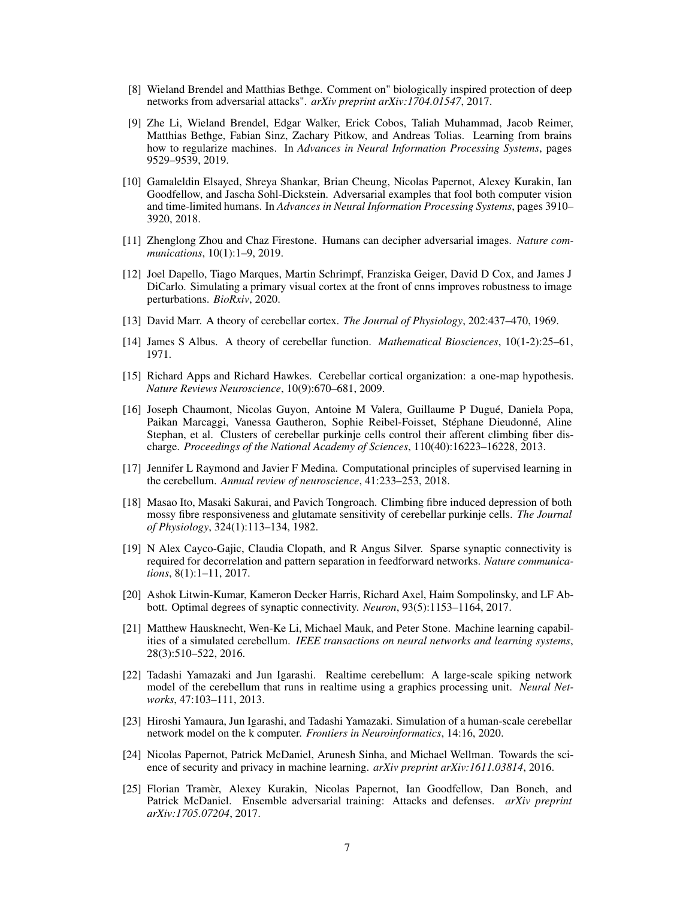[8] Wieland Brendel and Matthias Bethge. Comment on" biologically inspired protection of deep networks from adversarial attacks". *arXiv preprint arXiv:1704.01547*, 2017.

[9] Zhe Li, Wieland Brendel, Edgar Walker, Erick Cobos, Taliah Muhammad, Jacob Reimer, Matthias Bethge, Fabian Sinz, Zachary Pitkow, and Andreas Tolias. Learning from brains how to regularize machines. In *Advances in Neural Information Processing Systems*, pages 9529–9539, 2019.

[10] Gamaleldin Elsayed, Shreya Shankar, Brian Cheung, Nicolas Papernot, Alexey Kurakin, Ian Goodfellow, and Jascha Sohl-Dickstein. Adversarial examples that fool both computer vision and time-limited humans. In *Advances in Neural Information Processing Systems*, pages 3910–3920, 2018.

[11] Zhenglong Zhou and Chaz Firestone. Humans can decipher adversarial images. *Nature communications*, 10(1):1–9, 2019.

[12] Joel Dapello, Tiago Marques, Martin Schrimpf, Franziska Geiger, David D Cox, and James J DiCarlo. Simulating a primary visual cortex at the front of cnns improves robustness to image perturbations. *BioRxiv*, 2020.

[13] David Marr. A theory of cerebellar cortex. *The Journal of Physiology*, 202:437–470, 1969.

[14] James S Albus. A theory of cerebellar function. *Mathematical Biosciences*, 10(1-2):25–61, 1971.

[15] Richard Apps and Richard Hawkes. Cerebellar cortical organization: a one-map hypothesis. *Nature Reviews Neuroscience*, 10(9):670–681, 2009.

[16] Joseph Chaumont, Nicolas Guyon, Antoine M Valera, Guillaume P Dugué, Daniela Popa, Paikan Marcaggi, Vanessa Gautheron, Sophie Reibel-Foisset, Stéphane Dieudonné, Aline Stephan, et al. Clusters of cerebellar purkinje cells control their afferent climbing fiber discharge. *Proceedings of the National Academy of Sciences*, 110(40):16223–16228, 2013.

[17] Jennifer L Raymond and Javier F Medina. Computational principles of supervised learning in the cerebellum. *Annual review of neuroscience*, 41:233–253, 2018.

[18] Masao Ito, Masaki Sakurai, and Pavich Tongroach. Climbing fibre induced depression of both mossy fibre responsiveness and glutamate sensitivity of cerebellar purkinje cells. *The Journal of Physiology*, 324(1):113–134, 1982.

[19] N Alex Cayco-Gajic, Claudia Clopath, and R Angus Silver. Sparse synaptic connectivity is required for decorrelation and pattern separation in feedforward networks. *Nature communications*, 8(1):1–11, 2017.

[20] Ashok Litwin-Kumar, Kameron Decker Harris, Richard Axel, Haim Sompolinsky, and LF Abbott. Optimal degrees of synaptic connectivity. *Neuron*, 93(5):1153–1164, 2017.

[21] Matthew Hausknecht, Wen-Ke Li, Michael Mauk, and Peter Stone. Machine learning capabilities of a simulated cerebellum. *IEEE transactions on neural networks and learning systems*, 28(3):510–522, 2016.

[22] Tadashi Yamazaki and Jun Igarashi. Realtime cerebellum: A large-scale spiking network model of the cerebellum that runs in realtime using a graphics processing unit. *Neural Networks*, 47:103–111, 2013.

[23] Hiroshi Yamaura, Jun Igarashi, and Tadashi Yamazaki. Simulation of a human-scale cerebellar network model on the k computer. *Frontiers in Neuroinformatics*, 14:16, 2020.

[24] Nicolas Papernot, Patrick McDaniel, Arunesh Sinha, and Michael Wellman. Towards the science of security and privacy in machine learning. *arXiv preprint arXiv:1611.03814*, 2016.

[25] Florian Tramèr, Alexey Kurakin, Nicolas Papernot, Ian Goodfellow, Dan Boneh, and Patrick McDaniel. Ensemble adversarial training: Attacks and defenses. *arXiv preprint arXiv:1705.07204*, 2017.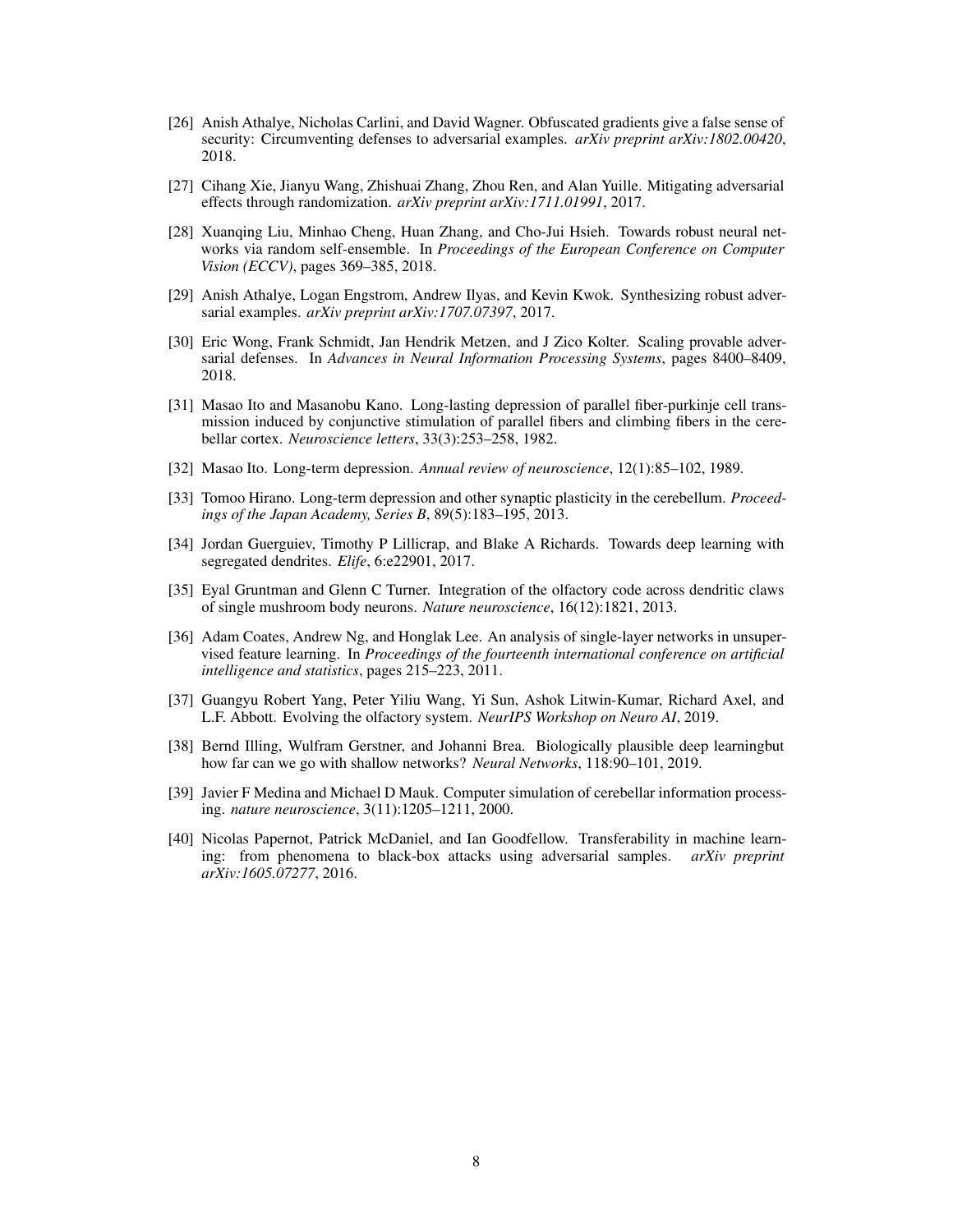[26] Anish Athalye, Nicholas Carlini, and David Wagner. Obfuscated gradients give a false sense of security: Circumventing defenses to adversarial examples. *arXiv preprint arXiv:1802.00420*, 2018.

[27] Cihang Xie, Jianyu Wang, Zhishuai Zhang, Zhou Ren, and Alan Yuille. Mitigating adversarial effects through randomization. *arXiv preprint arXiv:1711.01991*, 2017.

[28] Xuanqing Liu, Minhao Cheng, Huan Zhang, and Cho-Jui Hsieh. Towards robust neural networks via random self-ensemble. In *Proceedings of the European Conference on Computer Vision (ECCV)*, pages 369–385, 2018.

[29] Anish Athalye, Logan Engstrom, Andrew Ilyas, and Kevin Kwok. Synthesizing robust adversarial examples. *arXiv preprint arXiv:1707.07397*, 2017.

[30] Eric Wong, Frank Schmidt, Jan Hendrik Metzen, and J Zico Kolter. Scaling provable adversarial defenses. In *Advances in Neural Information Processing Systems*, pages 8400–8409, 2018.

[31] Masao Ito and Masanobu Kano. Long-lasting depression of parallel fiber-purkinje cell transmission induced by conjunctive stimulation of parallel fibers and climbing fibers in the cerebellar cortex. *Neuroscience letters*, 33(3):253–258, 1982.

[32] Masao Ito. Long-term depression. *Annual review of neuroscience*, 12(1):85–102, 1989.

[33] Tomoo Hirano. Long-term depression and other synaptic plasticity in the cerebellum. *Proceedings of the Japan Academy, Series B*, 89(5):183–195, 2013.

[34] Jordan Guerguiev, Timothy P Lillicrap, and Blake A Richards. Towards deep learning with segregated dendrites. *Elife*, 6:e22901, 2017.

[35] Eyal Gruntman and Glenn C Turner. Integration of the olfactory code across dendritic claws of single mushroom body neurons. *Nature neuroscience*, 16(12):1821, 2013.

[36] Adam Coates, Andrew Ng, and Honglak Lee. An analysis of single-layer networks in unsupervised feature learning. In *Proceedings of the fourteenth international conference on artificial intelligence and statistics*, pages 215–223, 2011.

[37] Guangyu Robert Yang, Peter Yiliu Wang, Yi Sun, Ashok Litwin-Kumar, Richard Axel, and L.F. Abbott. Evolving the olfactory system. *NeurIPS Workshop on Neuro AI*, 2019.

[38] Bernd Illing, Wulfram Gerstner, and Johanni Brea. Biologically plausible deep learningbut how far can we go with shallow networks? *Neural Networks*, 118:90–101, 2019.

[39] Javier F Medina and Michael D Mauk. Computer simulation of cerebellar information processing. *nature neuroscience*, 3(11):1205–1211, 2000.

[40] Nicolas Papernot, Patrick McDaniel, and Ian Goodfellow. Transferability in machine learning: from phenomena to black-box attacks using adversarial samples. *arXiv preprint arXiv:1605.07277*, 2016.